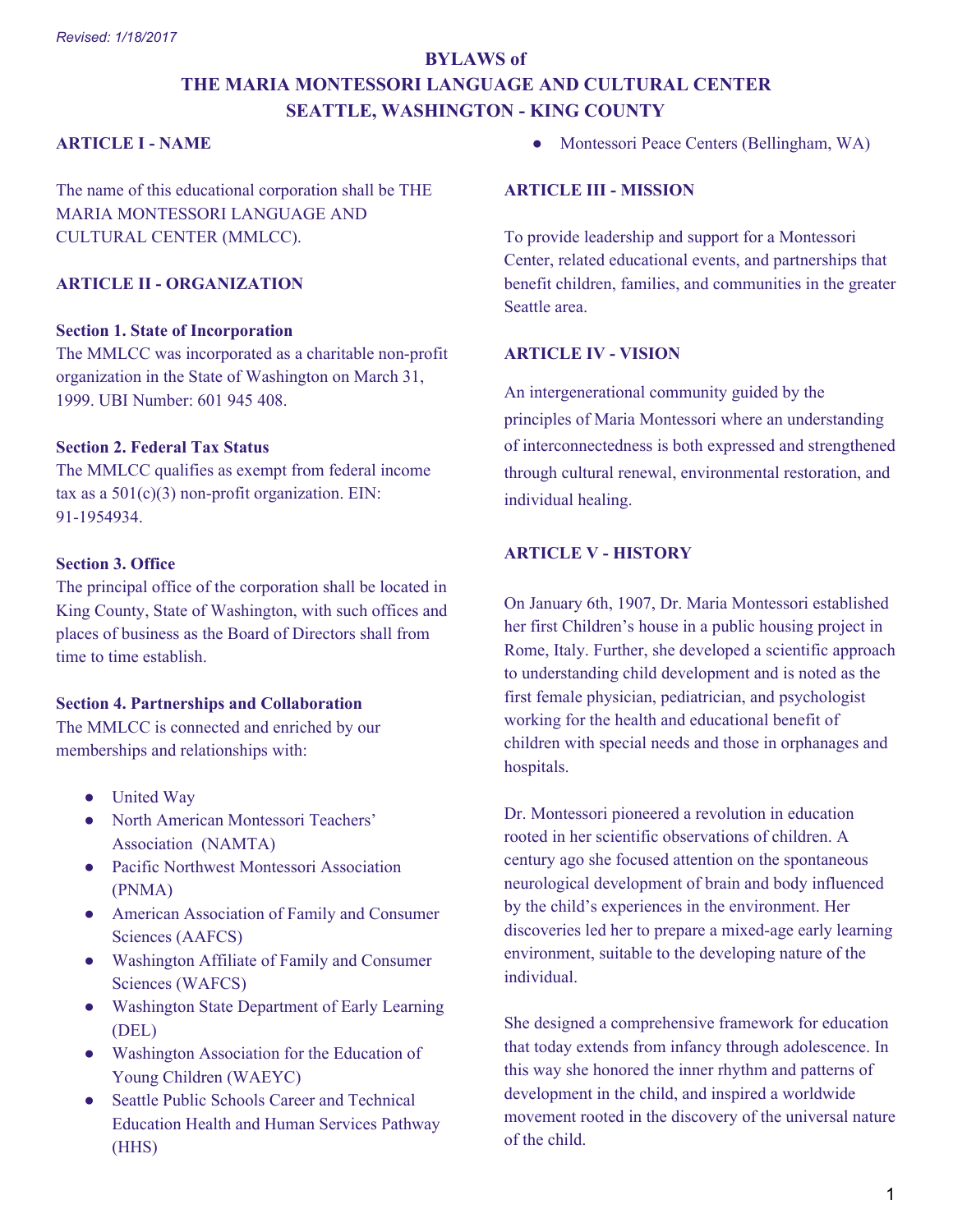*Revised: 1/18/2017*

# BYLAWS of
# THE MARIA MONTESSORI LANGUAGE AND CULTURAL CENTER
# SEATTLE, WASHINGTON - KING COUNTY

## ARTICLE I - NAME

The name of this educational corporation shall be THE MARIA MONTESSORI LANGUAGE AND CULTURAL CENTER (MMLCC).

## ARTICLE II - ORGANIZATION

### Section 1. State of Incorporation

The MMLCC was incorporated as a charitable non-profit organization in the State of Washington on March 31, 1999. UBI Number: 601 945 408.

### Section 2. Federal Tax Status

The MMLCC qualifies as exempt from federal income tax as a 501(c)(3) non-profit organization. EIN: 91-1954934.

### Section 3. Office

The principal office of the corporation shall be located in King County, State of Washington, with such offices and places of business as the Board of Directors shall from time to time establish.

### Section 4. Partnerships and Collaboration

The MMLCC is connected and enriched by our memberships and relationships with:

- United Way
- North American Montessori Teachers' Association (NAMTA)
- Pacific Northwest Montessori Association (PNMA)
- American Association of Family and Consumer Sciences (AAFCS)
- Washington Affiliate of Family and Consumer Sciences (WAFCS)
- Washington State Department of Early Learning (DEL)
- Washington Association for the Education of Young Children (WAEYC)
- Seattle Public Schools Career and Technical Education Health and Human Services Pathway (HHS)
- Montessori Peace Centers (Bellingham, WA)

## ARTICLE III - MISSION

To provide leadership and support for a Montessori Center, related educational events, and partnerships that benefit children, families, and communities in the greater Seattle area.

## ARTICLE IV - VISION

An intergenerational community guided by the principles of Maria Montessori where an understanding of interconnectedness is both expressed and strengthened through cultural renewal, environmental restoration, and individual healing.

## ARTICLE V - HISTORY

On January 6th, 1907, Dr. Maria Montessori established her first Children's house in a public housing project in Rome, Italy. Further, she developed a scientific approach to understanding child development and is noted as the first female physician, pediatrician, and psychologist working for the health and educational benefit of children with special needs and those in orphanages and hospitals.

Dr. Montessori pioneered a revolution in education rooted in her scientific observations of children. A century ago she focused attention on the spontaneous neurological development of brain and body influenced by the child's experiences in the environment. Her discoveries led her to prepare a mixed-age early learning environment, suitable to the developing nature of the individual.

She designed a comprehensive framework for education that today extends from infancy through adolescence. In this way she honored the inner rhythm and patterns of development in the child, and inspired a worldwide movement rooted in the discovery of the universal nature of the child.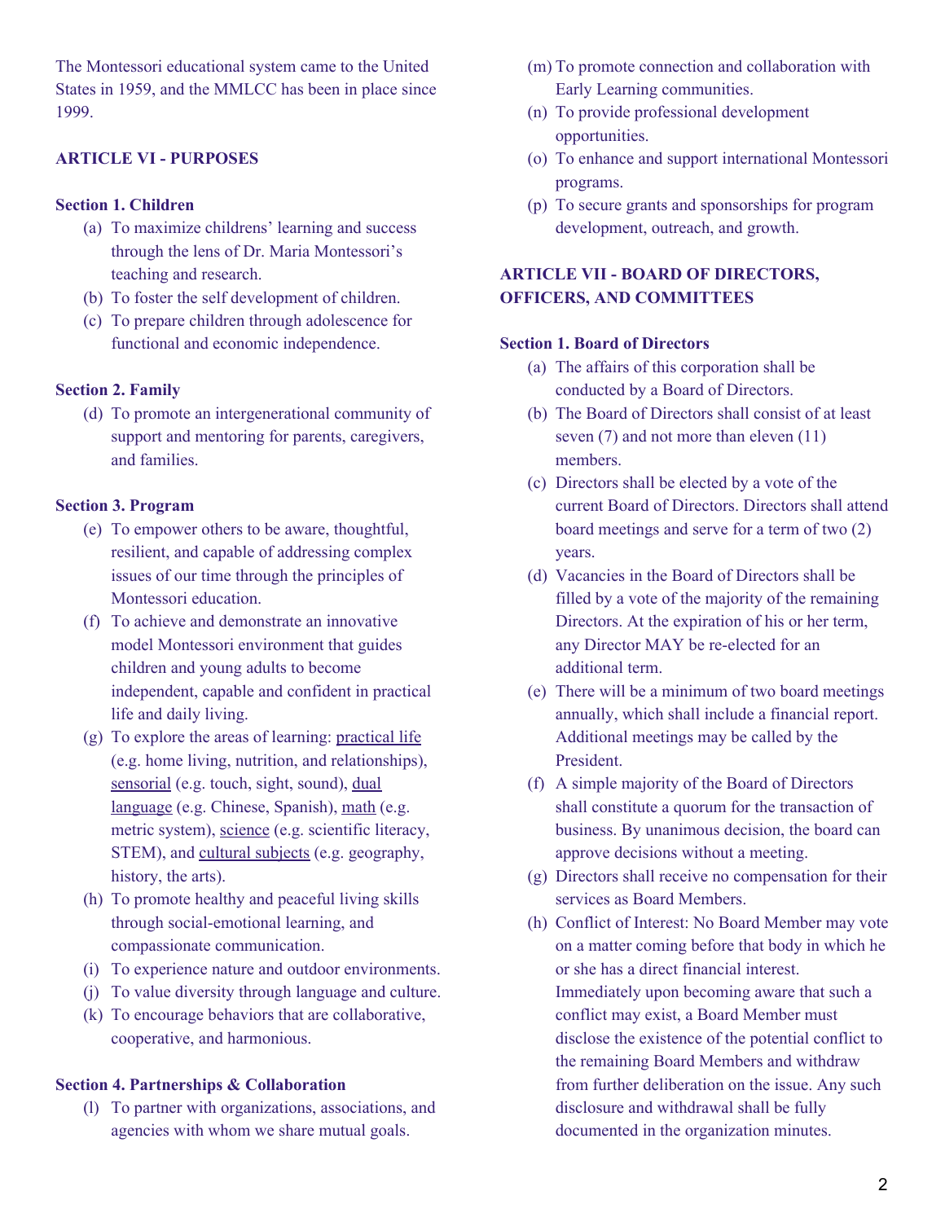The Montessori educational system came to the United States in 1959, and the MMLCC has been in place since 1999.

## ARTICLE VI - PURPOSES

### Section 1. Children

(a) To maximize childrens' learning and success through the lens of Dr. Maria Montessori's teaching and research.
(b) To foster the self development of children.
(c) To prepare children through adolescence for functional and economic independence.

### Section 2. Family

(d) To promote an intergenerational community of support and mentoring for parents, caregivers, and families.

### Section 3. Program

(e) To empower others to be aware, thoughtful, resilient, and capable of addressing complex issues of our time through the principles of Montessori education.
(f) To achieve and demonstrate an innovative model Montessori environment that guides children and young adults to become independent, capable and confident in practical life and daily living.
(g) To explore the areas of learning: <u>practical life</u> (e.g. home living, nutrition, and relationships), <u>sensorial</u> (e.g. touch, sight, sound), <u>dual language</u> (e.g. Chinese, Spanish), <u>math</u> (e.g. metric system), <u>science</u> (e.g. scientific literacy, STEM), and <u>cultural subjects</u> (e.g. geography, history, the arts).
(h) To promote healthy and peaceful living skills through social-emotional learning, and compassionate communication.
(i) To experience nature and outdoor environments.
(j) To value diversity through language and culture.
(k) To encourage behaviors that are collaborative, cooperative, and harmonious.

### Section 4. Partnerships & Collaboration

(l) To partner with organizations, associations, and agencies with whom we share mutual goals.
(m) To promote connection and collaboration with Early Learning communities.
(n) To provide professional development opportunities.
(o) To enhance and support international Montessori programs.
(p) To secure grants and sponsorships for program development, outreach, and growth.

## ARTICLE VII - BOARD OF DIRECTORS, OFFICERS, AND COMMITTEES

### Section 1. Board of Directors

(a) The affairs of this corporation shall be conducted by a Board of Directors.
(b) The Board of Directors shall consist of at least seven (7) and not more than eleven (11) members.
(c) Directors shall be elected by a vote of the current Board of Directors. Directors shall attend board meetings and serve for a term of two (2) years.
(d) Vacancies in the Board of Directors shall be filled by a vote of the majority of the remaining Directors. At the expiration of his or her term, any Director MAY be re-elected for an additional term.
(e) There will be a minimum of two board meetings annually, which shall include a financial report. Additional meetings may be called by the President.
(f) A simple majority of the Board of Directors shall constitute a quorum for the transaction of business. By unanimous decision, the board can approve decisions without a meeting.
(g) Directors shall receive no compensation for their services as Board Members.
(h) Conflict of Interest: No Board Member may vote on a matter coming before that body in which he or she has a direct financial interest. Immediately upon becoming aware that such a conflict may exist, a Board Member must disclose the existence of the potential conflict to the remaining Board Members and withdraw from further deliberation on the issue. Any such disclosure and withdrawal shall be fully documented in the organization minutes.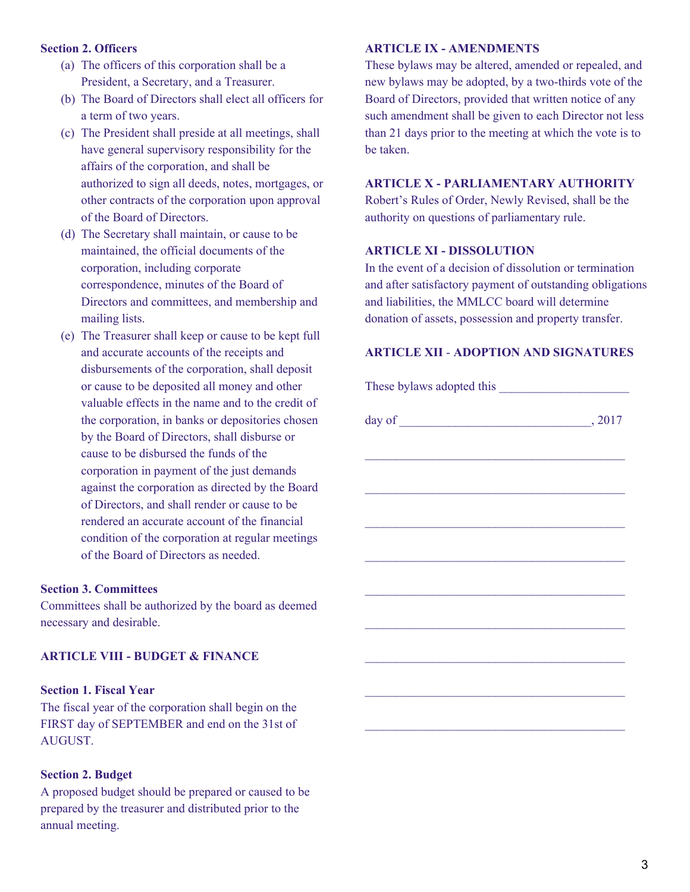**Section 2. Officers**

(a) The officers of this corporation shall be a President, a Secretary, and a Treasurer.

(b) The Board of Directors shall elect all officers for a term of two years.

(c) The President shall preside at all meetings, shall have general supervisory responsibility for the affairs of the corporation, and shall be authorized to sign all deeds, notes, mortgages, or other contracts of the corporation upon approval of the Board of Directors.

(d) The Secretary shall maintain, or cause to be maintained, the official documents of the corporation, including corporate correspondence, minutes of the Board of Directors and committees, and membership and mailing lists.

(e) The Treasurer shall keep or cause to be kept full and accurate accounts of the receipts and disbursements of the corporation, shall deposit or cause to be deposited all money and other valuable effects in the name and to the credit of the corporation, in banks or depositories chosen by the Board of Directors, shall disburse or cause to be disbursed the funds of the corporation in payment of the just demands against the corporation as directed by the Board of Directors, and shall render or cause to be rendered an accurate account of the financial condition of the corporation at regular meetings of the Board of Directors as needed.

**Section 3. Committees**

Committees shall be authorized by the board as deemed necessary and desirable.

## ARTICLE VIII - BUDGET & FINANCE

**Section 1. Fiscal Year**

The fiscal year of the corporation shall begin on the FIRST day of SEPTEMBER and end on the 31st of AUGUST.

**Section 2. Budget**

A proposed budget should be prepared or caused to be prepared by the treasurer and distributed prior to the annual meeting.

## ARTICLE IX - AMENDMENTS

These bylaws may be altered, amended or repealed, and new bylaws may be adopted, by a two-thirds vote of the Board of Directors, provided that written notice of any such amendment shall be given to each Director not less than 21 days prior to the meeting at which the vote is to be taken.

## ARTICLE X - PARLIAMENTARY AUTHORITY

Robert's Rules of Order, Newly Revised, shall be the authority on questions of parliamentary rule.

## ARTICLE XI - DISSOLUTION

In the event of a decision of dissolution or termination and after satisfactory payment of outstanding obligations and liabilities, the MMLCC board will determine donation of assets, possession and property transfer.

## ARTICLE XII - ADOPTION AND SIGNATURES

These bylaws adopted this ____________________

day of ______________________________, 2017

__________________________________________

__________________________________________

__________________________________________

__________________________________________

__________________________________________

__________________________________________

__________________________________________

__________________________________________

__________________________________________